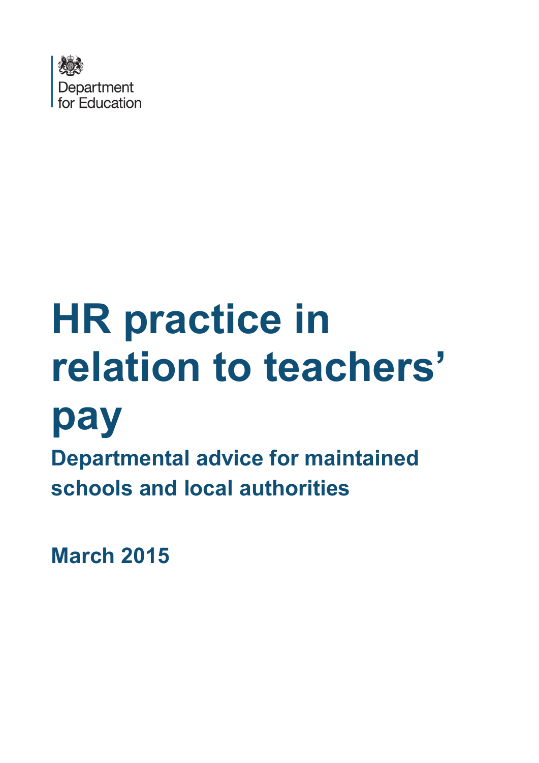Department for Education

# HR practice in relation to teachers' pay

## Departmental advice for maintained schools and local authorities

**March 2015**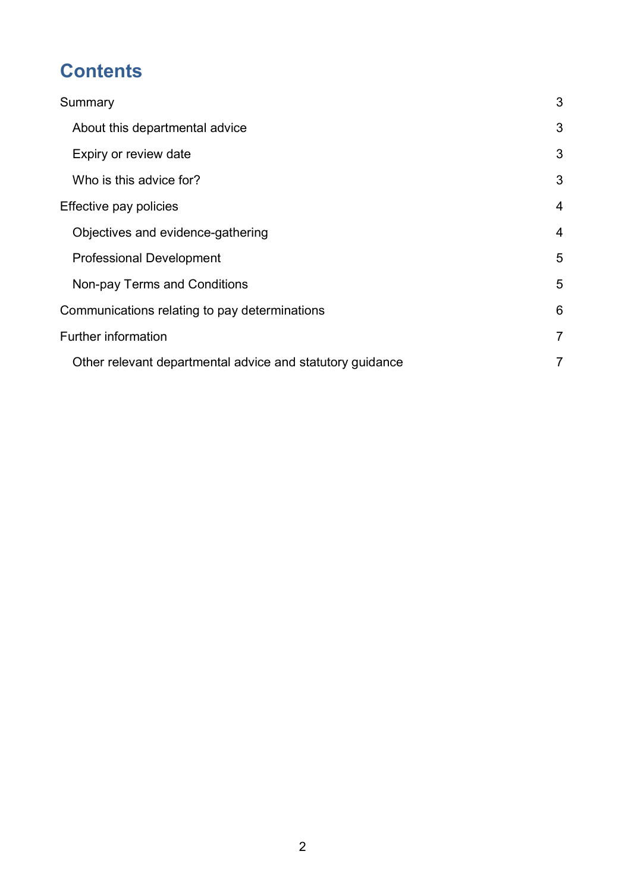# Contents

Summary 3

- About this departmental advice 3
- Expiry or review date 3
- Who is this advice for? 3

Effective pay policies 4

- Objectives and evidence-gathering 4
- Professional Development 5
- Non-pay Terms and Conditions 5

Communications relating to pay determinations 6

Further information 7

- Other relevant departmental advice and statutory guidance 7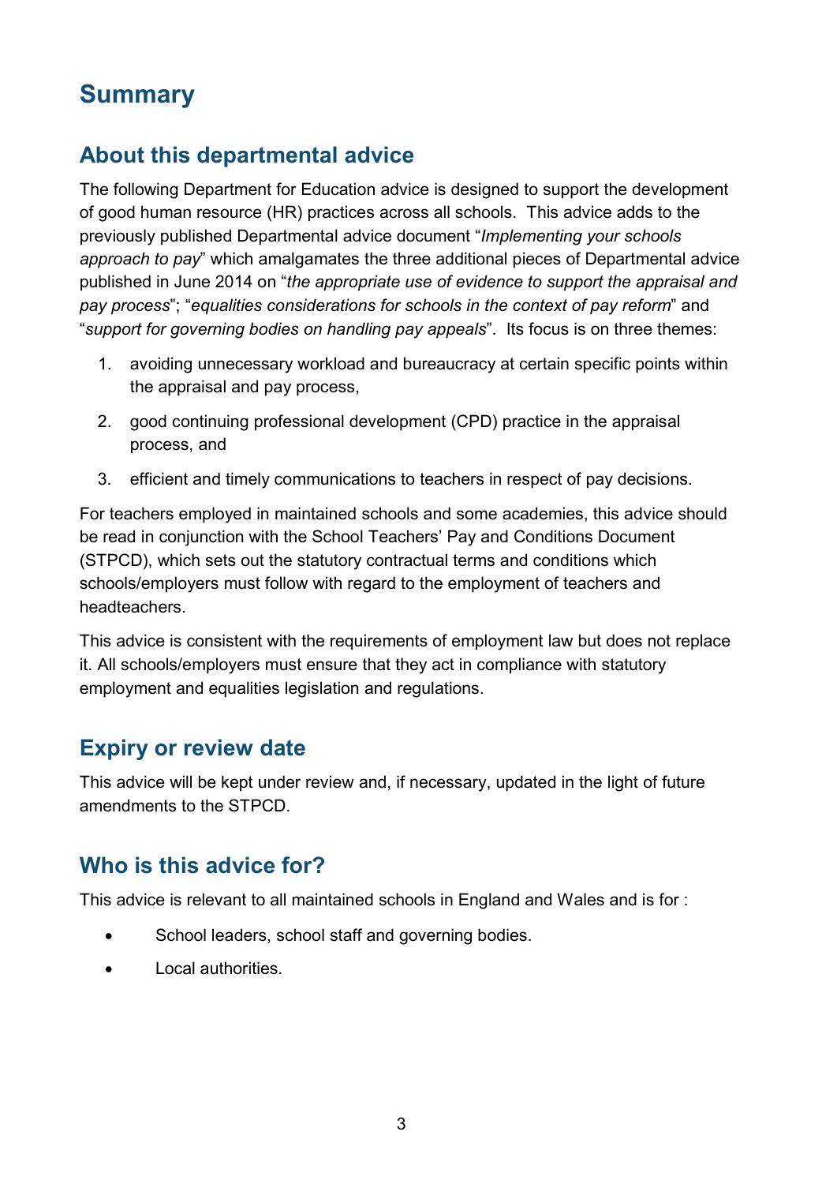# Summary

## About this departmental advice

The following Department for Education advice is designed to support the development of good human resource (HR) practices across all schools. This advice adds to the previously published Departmental advice document "*Implementing your schools approach to pay*" which amalgamates the three additional pieces of Departmental advice published in June 2014 on "*the appropriate use of evidence to support the appraisal and pay process*"; "*equalities considerations for schools in the context of pay reform*" and "*support for governing bodies on handling pay appeals*". Its focus is on three themes:

1. avoiding unnecessary workload and bureaucracy at certain specific points within the appraisal and pay process,
2. good continuing professional development (CPD) practice in the appraisal process, and
3. efficient and timely communications to teachers in respect of pay decisions.

For teachers employed in maintained schools and some academies, this advice should be read in conjunction with the School Teachers' Pay and Conditions Document (STPCD), which sets out the statutory contractual terms and conditions which schools/employers must follow with regard to the employment of teachers and headteachers.

This advice is consistent with the requirements of employment law but does not replace it. All schools/employers must ensure that they act in compliance with statutory employment and equalities legislation and regulations.

## Expiry or review date

This advice will be kept under review and, if necessary, updated in the light of future amendments to the STPCD.

## Who is this advice for?

This advice is relevant to all maintained schools in England and Wales and is for :

- School leaders, school staff and governing bodies.
- Local authorities.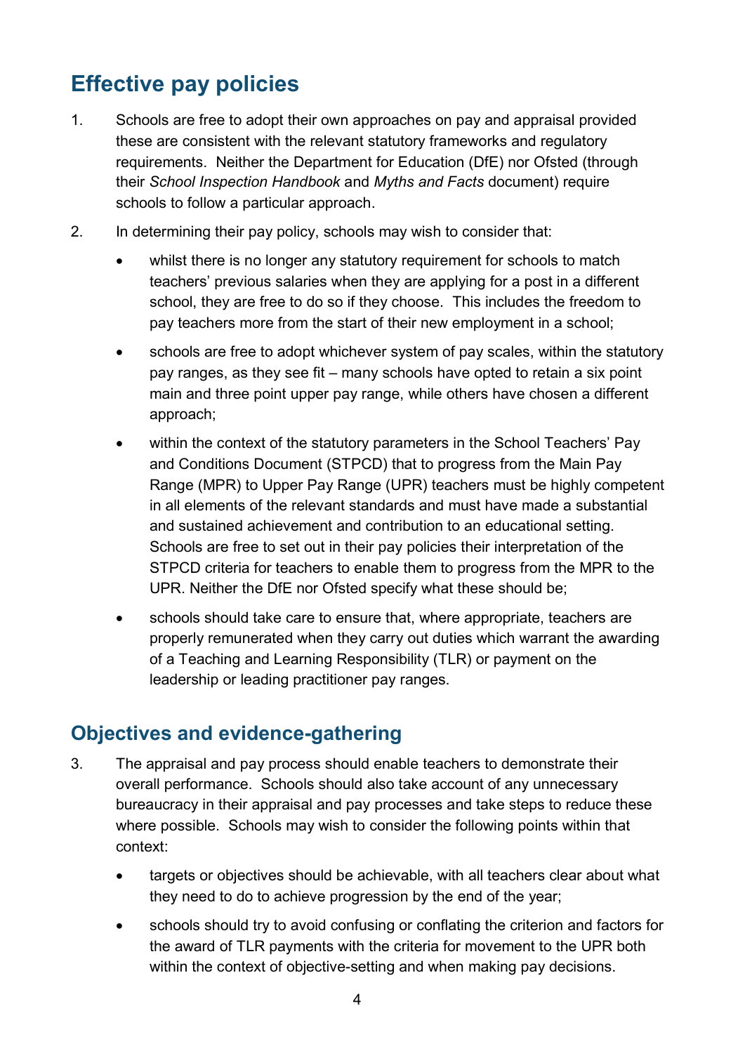## Effective pay policies

1. Schools are free to adopt their own approaches on pay and appraisal provided these are consistent with the relevant statutory frameworks and regulatory requirements. Neither the Department for Education (DfE) nor Ofsted (through their *School Inspection Handbook* and *Myths and Facts* document) require schools to follow a particular approach.

2. In determining their pay policy, schools may wish to consider that:

   - whilst there is no longer any statutory requirement for schools to match teachers' previous salaries when they are applying for a post in a different school, they are free to do so if they choose. This includes the freedom to pay teachers more from the start of their new employment in a school;
   - schools are free to adopt whichever system of pay scales, within the statutory pay ranges, as they see fit – many schools have opted to retain a six point main and three point upper pay range, while others have chosen a different approach;
   - within the context of the statutory parameters in the School Teachers' Pay and Conditions Document (STPCD) that to progress from the Main Pay Range (MPR) to Upper Pay Range (UPR) teachers must be highly competent in all elements of the relevant standards and must have made a substantial and sustained achievement and contribution to an educational setting. Schools are free to set out in their pay policies their interpretation of the STPCD criteria for teachers to enable them to progress from the MPR to the UPR. Neither the DfE nor Ofsted specify what these should be;
   - schools should take care to ensure that, where appropriate, teachers are properly remunerated when they carry out duties which warrant the awarding of a Teaching and Learning Responsibility (TLR) or payment on the leadership or leading practitioner pay ranges.

## Objectives and evidence-gathering

3. The appraisal and pay process should enable teachers to demonstrate their overall performance. Schools should also take account of any unnecessary bureaucracy in their appraisal and pay processes and take steps to reduce these where possible. Schools may wish to consider the following points within that context:

   - targets or objectives should be achievable, with all teachers clear about what they need to do to achieve progression by the end of the year;
   - schools should try to avoid confusing or conflating the criterion and factors for the award of TLR payments with the criteria for movement to the UPR both within the context of objective-setting and when making pay decisions.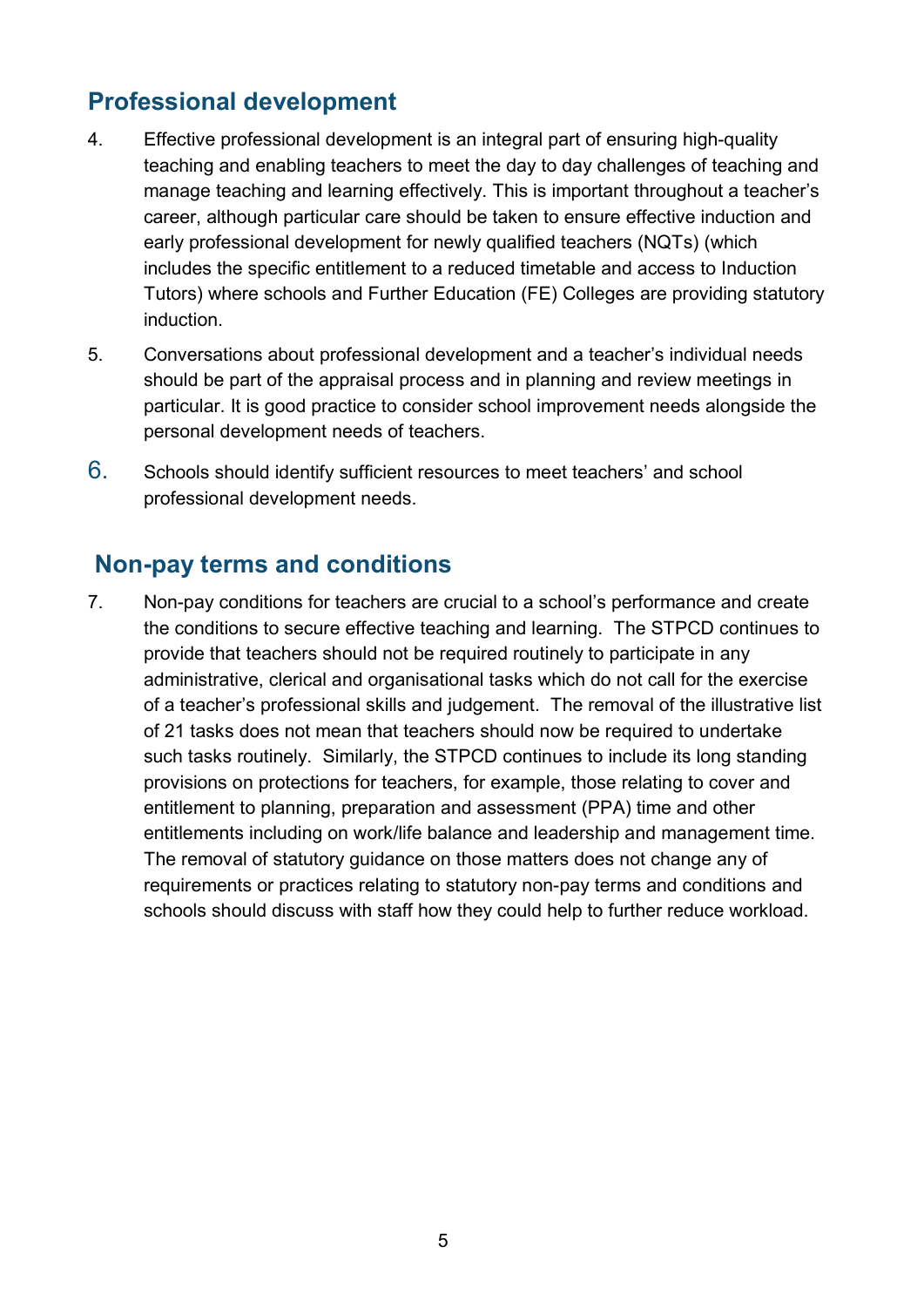## Professional development

4. Effective professional development is an integral part of ensuring high-quality teaching and enabling teachers to meet the day to day challenges of teaching and manage teaching and learning effectively. This is important throughout a teacher's career, although particular care should be taken to ensure effective induction and early professional development for newly qualified teachers (NQTs) (which includes the specific entitlement to a reduced timetable and access to Induction Tutors) where schools and Further Education (FE) Colleges are providing statutory induction.

5. Conversations about professional development and a teacher's individual needs should be part of the appraisal process and in planning and review meetings in particular. It is good practice to consider school improvement needs alongside the personal development needs of teachers.

6. Schools should identify sufficient resources to meet teachers' and school professional development needs.

## Non-pay terms and conditions

7. Non-pay conditions for teachers are crucial to a school's performance and create the conditions to secure effective teaching and learning. The STPCD continues to provide that teachers should not be required routinely to participate in any administrative, clerical and organisational tasks which do not call for the exercise of a teacher's professional skills and judgement. The removal of the illustrative list of 21 tasks does not mean that teachers should now be required to undertake such tasks routinely. Similarly, the STPCD continues to include its long standing provisions on protections for teachers, for example, those relating to cover and entitlement to planning, preparation and assessment (PPA) time and other entitlements including on work/life balance and leadership and management time. The removal of statutory guidance on those matters does not change any of requirements or practices relating to statutory non-pay terms and conditions and schools should discuss with staff how they could help to further reduce workload.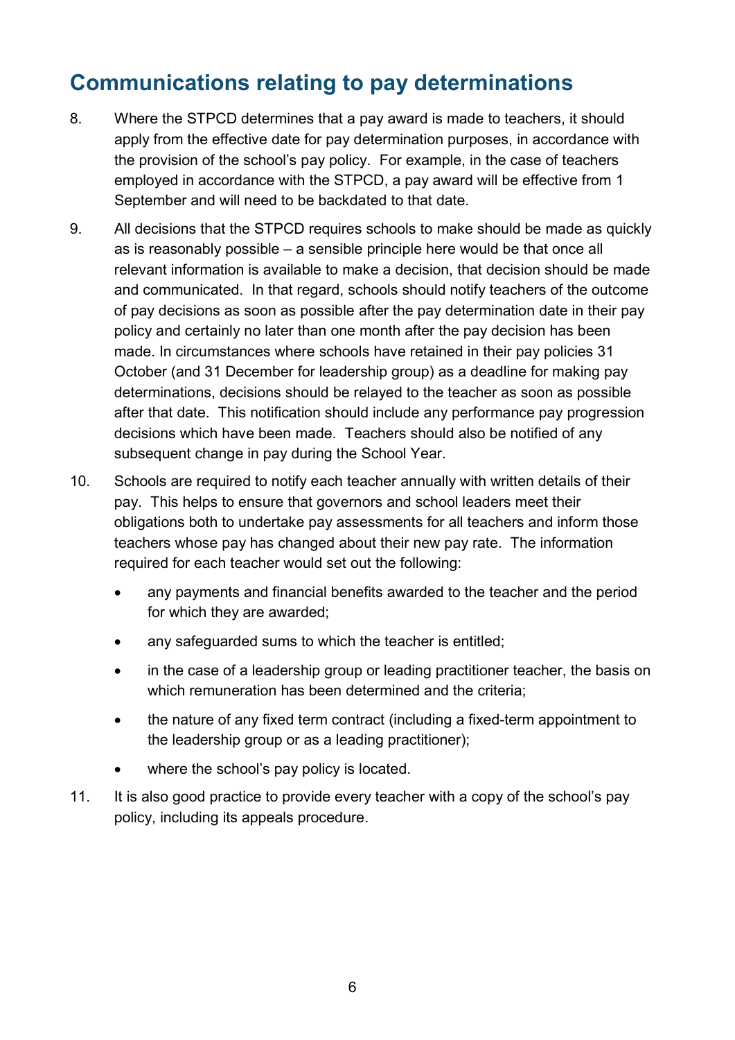## Communications relating to pay determinations

8. Where the STPCD determines that a pay award is made to teachers, it should apply from the effective date for pay determination purposes, in accordance with the provision of the school's pay policy. For example, in the case of teachers employed in accordance with the STPCD, a pay award will be effective from 1 September and will need to be backdated to that date.

9. All decisions that the STPCD requires schools to make should be made as quickly as is reasonably possible – a sensible principle here would be that once all relevant information is available to make a decision, that decision should be made and communicated. In that regard, schools should notify teachers of the outcome of pay decisions as soon as possible after the pay determination date in their pay policy and certainly no later than one month after the pay decision has been made. In circumstances where schools have retained in their pay policies 31 October (and 31 December for leadership group) as a deadline for making pay determinations, decisions should be relayed to the teacher as soon as possible after that date. This notification should include any performance pay progression decisions which have been made. Teachers should also be notified of any subsequent change in pay during the School Year.

10. Schools are required to notify each teacher annually with written details of their pay. This helps to ensure that governors and school leaders meet their obligations both to undertake pay assessments for all teachers and inform those teachers whose pay has changed about their new pay rate. The information required for each teacher would set out the following:

    - any payments and financial benefits awarded to the teacher and the period for which they are awarded;
    - any safeguarded sums to which the teacher is entitled;
    - in the case of a leadership group or leading practitioner teacher, the basis on which remuneration has been determined and the criteria;
    - the nature of any fixed term contract (including a fixed-term appointment to the leadership group or as a leading practitioner);
    - where the school's pay policy is located.

11. It is also good practice to provide every teacher with a copy of the school's pay policy, including its appeals procedure.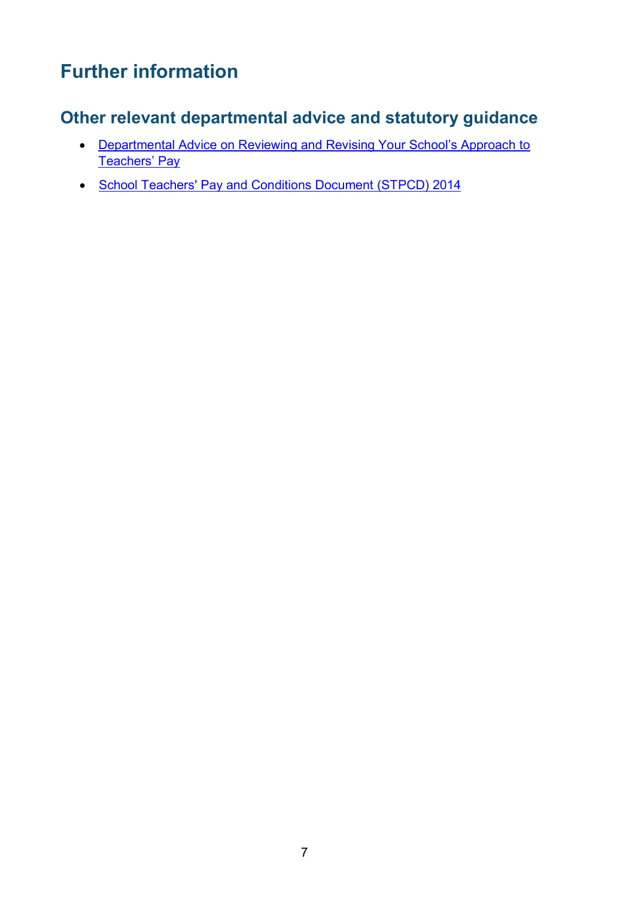# Further information

## Other relevant departmental advice and statutory guidance

- Departmental Advice on Reviewing and Revising Your School's Approach to Teachers' Pay
- School Teachers' Pay and Conditions Document (STPCD) 2014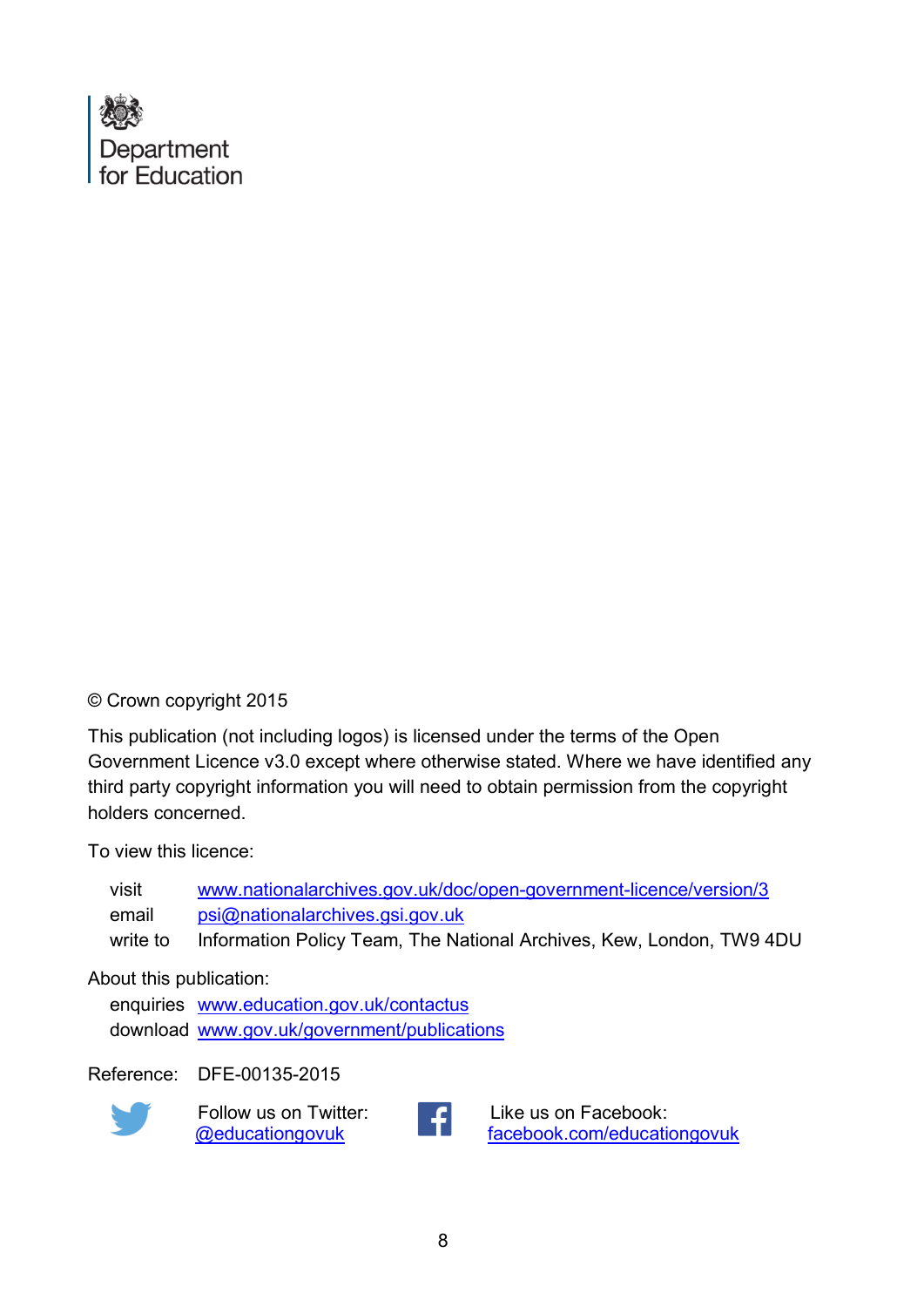Department for Education

© Crown copyright 2015

This publication (not including logos) is licensed under the terms of the Open Government Licence v3.0 except where otherwise stated. Where we have identified any third party copyright information you will need to obtain permission from the copyright holders concerned.

To view this licence:

visit [www.nationalarchives.gov.uk/doc/open-government-licence/version/3](http://www.nationalarchives.gov.uk/doc/open-government-licence/version/3)
email [psi@nationalarchives.gsi.gov.uk](mailto:psi@nationalarchives.gsi.gov.uk)
write to Information Policy Team, The National Archives, Kew, London, TW9 4DU

About this publication:

enquiries [www.education.gov.uk/contactus](http://www.education.gov.uk/contactus)
download [www.gov.uk/government/publications](http://www.gov.uk/government/publications)

Reference: DFE-00135-2015

Follow us on Twitter: [@educationgovuk](http://twitter.com/educationgovuk)

Like us on Facebook: [facebook.com/educationgovuk](http://www.facebook.com/educationgovuk)